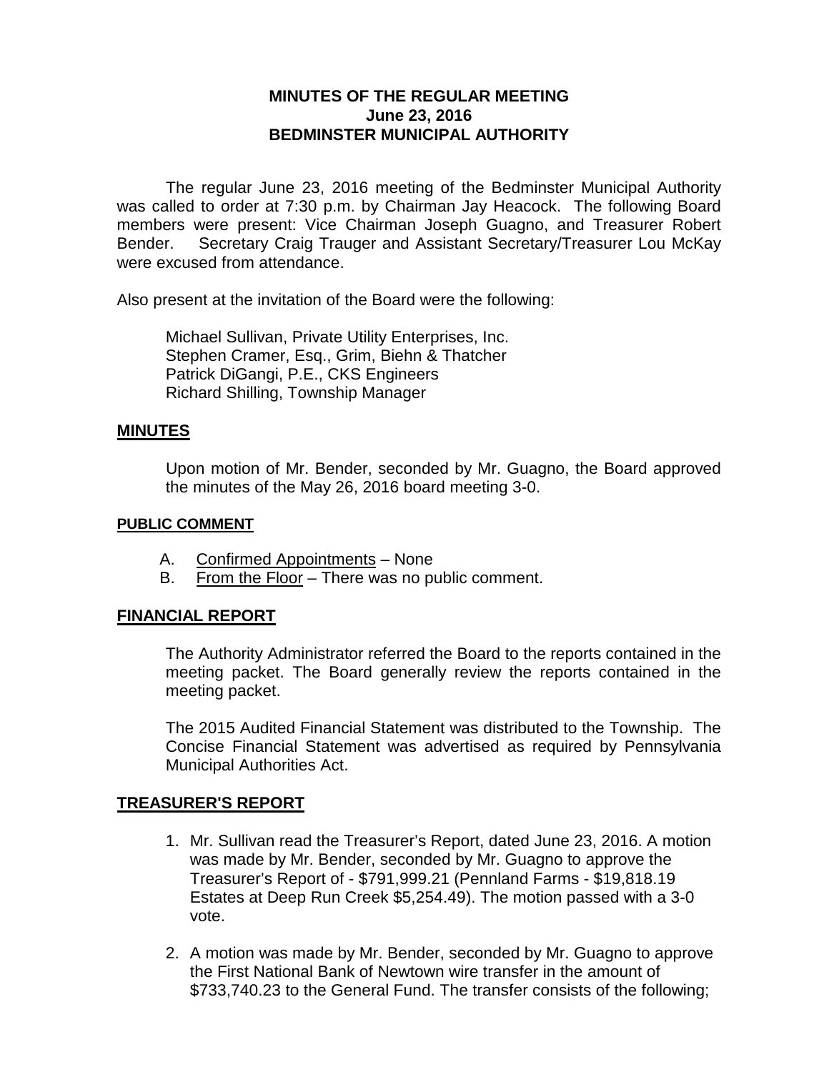# MINUTES OF THE REGULAR MEETING
## June 23, 2016
## BEDMINSTER MUNICIPAL AUTHORITY

The regular June 23, 2016 meeting of the Bedminster Municipal Authority was called to order at 7:30 p.m. by Chairman Jay Heacock. The following Board members were present: Vice Chairman Joseph Guagno, and Treasurer Robert Bender. Secretary Craig Trauger and Assistant Secretary/Treasurer Lou McKay were excused from attendance.

Also present at the invitation of the Board were the following:

Michael Sullivan, Private Utility Enterprises, Inc.
Stephen Cramer, Esq., Grim, Biehn & Thatcher
Patrick DiGangi, P.E., CKS Engineers
Richard Shilling, Township Manager

## MINUTES

Upon motion of Mr. Bender, seconded by Mr. Guagno, the Board approved the minutes of the May 26, 2016 board meeting 3-0.

### PUBLIC COMMENT

A. Confirmed Appointments – None
B. From the Floor – There was no public comment.

## FINANCIAL REPORT

The Authority Administrator referred the Board to the reports contained in the meeting packet. The Board generally review the reports contained in the meeting packet.

The 2015 Audited Financial Statement was distributed to the Township. The Concise Financial Statement was advertised as required by Pennsylvania Municipal Authorities Act.

## TREASURER'S REPORT

1. Mr. Sullivan read the Treasurer's Report, dated June 23, 2016. A motion was made by Mr. Bender, seconded by Mr. Guagno to approve the Treasurer's Report of - $791,999.21 (Pennland Farms - $19,818.19 Estates at Deep Run Creek $5,254.49). The motion passed with a 3-0 vote.

2. A motion was made by Mr. Bender, seconded by Mr. Guagno to approve the First National Bank of Newtown wire transfer in the amount of $733,740.23 to the General Fund. The transfer consists of the following;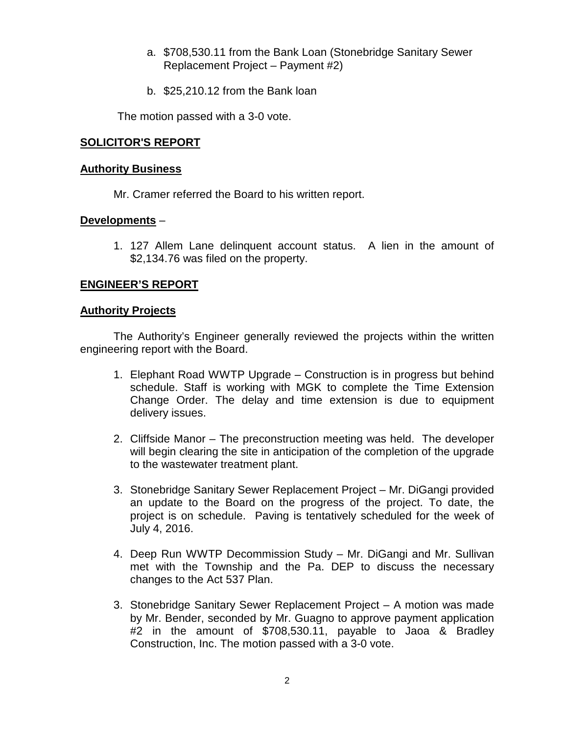a. $708,530.11 from the Bank Loan (Stonebridge Sanitary Sewer Replacement Project – Payment #2)

b. $25,210.12 from the Bank loan

The motion passed with a 3-0 vote.

## **SOLICITOR'S REPORT**

### **Authority Business**

Mr. Cramer referred the Board to his written report.

### **Developments** –

1. 127 Allem Lane delinquent account status. A lien in the amount of $2,134.76 was filed on the property.

## **ENGINEER'S REPORT**

### **Authority Projects**

The Authority's Engineer generally reviewed the projects within the written engineering report with the Board.

1. Elephant Road WWTP Upgrade – Construction is in progress but behind schedule. Staff is working with MGK to complete the Time Extension Change Order. The delay and time extension is due to equipment delivery issues.

2. Cliffside Manor – The preconstruction meeting was held. The developer will begin clearing the site in anticipation of the completion of the upgrade to the wastewater treatment plant.

3. Stonebridge Sanitary Sewer Replacement Project – Mr. DiGangi provided an update to the Board on the progress of the project. To date, the project is on schedule. Paving is tentatively scheduled for the week of July 4, 2016.

4. Deep Run WWTP Decommission Study – Mr. DiGangi and Mr. Sullivan met with the Township and the Pa. DEP to discuss the necessary changes to the Act 537 Plan.

3. Stonebridge Sanitary Sewer Replacement Project – A motion was made by Mr. Bender, seconded by Mr. Guagno to approve payment application #2 in the amount of $708,530.11, payable to Jaoa & Bradley Construction, Inc. The motion passed with a 3-0 vote.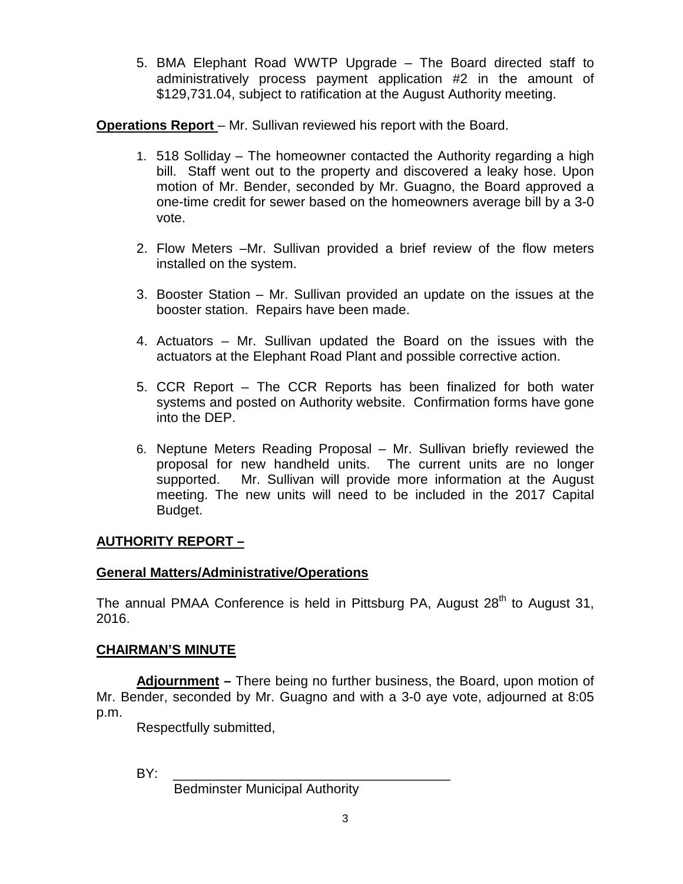5. BMA Elephant Road WWTP Upgrade – The Board directed staff to administratively process payment application #2 in the amount of $129,731.04, subject to ratification at the August Authority meeting.

**Operations Report** – Mr. Sullivan reviewed his report with the Board.

1. 518 Solliday – The homeowner contacted the Authority regarding a high bill. Staff went out to the property and discovered a leaky hose. Upon motion of Mr. Bender, seconded by Mr. Guagno, the Board approved a one-time credit for sewer based on the homeowners average bill by a 3-0 vote.

2. Flow Meters –Mr. Sullivan provided a brief review of the flow meters installed on the system.

3. Booster Station – Mr. Sullivan provided an update on the issues at the booster station. Repairs have been made.

4. Actuators – Mr. Sullivan updated the Board on the issues with the actuators at the Elephant Road Plant and possible corrective action.

5. CCR Report – The CCR Reports has been finalized for both water systems and posted on Authority website. Confirmation forms have gone into the DEP.

6. Neptune Meters Reading Proposal – Mr. Sullivan briefly reviewed the proposal for new handheld units. The current units are no longer supported. Mr. Sullivan will provide more information at the August meeting. The new units will need to be included in the 2017 Capital Budget.

## AUTHORITY REPORT –

### General Matters/Administrative/Operations

The annual PMAA Conference is held in Pittsburg PA, August 28th to August 31, 2016.

### CHAIRMAN'S MINUTE

**Adjournment –** There being no further business, the Board, upon motion of Mr. Bender, seconded by Mr. Guagno and with a 3-0 aye vote, adjourned at 8:05 p.m.

Respectfully submitted,

BY: \_\_\_\_\_\_\_\_\_\_\_\_\_\_\_\_\_\_\_\_\_\_\_\_\_\_\_\_\_\_\_\_\_\_\_\_\_\_

Bedminster Municipal Authority